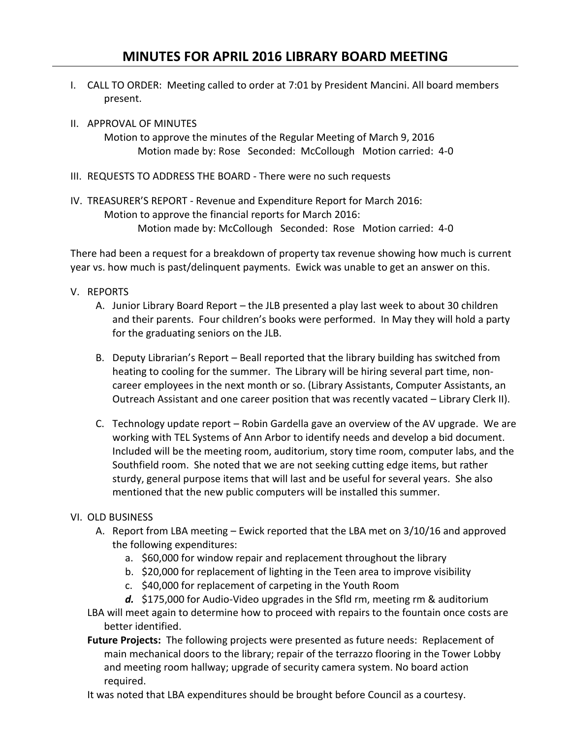# MINUTES FOR APRIL 2016 LIBRARY BOARD MEETING

I. CALL TO ORDER: Meeting called to order at 7:01 by President Mancini. All board members present.

II. APPROVAL OF MINUTES
   Motion to approve the minutes of the Regular Meeting of March 9, 2016
      Motion made by: Rose Seconded: McCollough Motion carried: 4-0

III. REQUESTS TO ADDRESS THE BOARD - There were no such requests

IV. TREASURER'S REPORT - Revenue and Expenditure Report for March 2016:
   Motion to approve the financial reports for March 2016:
      Motion made by: McCollough Seconded: Rose Motion carried: 4-0

There had been a request for a breakdown of property tax revenue showing how much is current year vs. how much is past/delinquent payments. Ewick was unable to get an answer on this.

V. REPORTS
   A. Junior Library Board Report – the JLB presented a play last week to about 30 children and their parents. Four children's books were performed. In May they will hold a party for the graduating seniors on the JLB.

   B. Deputy Librarian's Report – Beall reported that the library building has switched from heating to cooling for the summer. The Library will be hiring several part time, non-career employees in the next month or so. (Library Assistants, Computer Assistants, an Outreach Assistant and one career position that was recently vacated – Library Clerk II).

   C. Technology update report – Robin Gardella gave an overview of the AV upgrade. We are working with TEL Systems of Ann Arbor to identify needs and develop a bid document. Included will be the meeting room, auditorium, story time room, computer labs, and the Southfield room. She noted that we are not seeking cutting edge items, but rather sturdy, general purpose items that will last and be useful for several years. She also mentioned that the new public computers will be installed this summer.

VI. OLD BUSINESS
   A. Report from LBA meeting – Ewick reported that the LBA met on 3/10/16 and approved the following expenditures:
      a. $60,000 for window repair and replacement throughout the library
      b. $20,000 for replacement of lighting in the Teen area to improve visibility
      c. $40,000 for replacement of carpeting in the Youth Room
      ***d.*** $175,000 for Audio-Video upgrades in the Sfld rm, meeting rm & auditorium

   LBA will meet again to determine how to proceed with repairs to the fountain once costs are better identified.

   **Future Projects:** The following projects were presented as future needs: Replacement of main mechanical doors to the library; repair of the terrazzo flooring in the Tower Lobby and meeting room hallway; upgrade of security camera system. No board action required.

   It was noted that LBA expenditures should be brought before Council as a courtesy.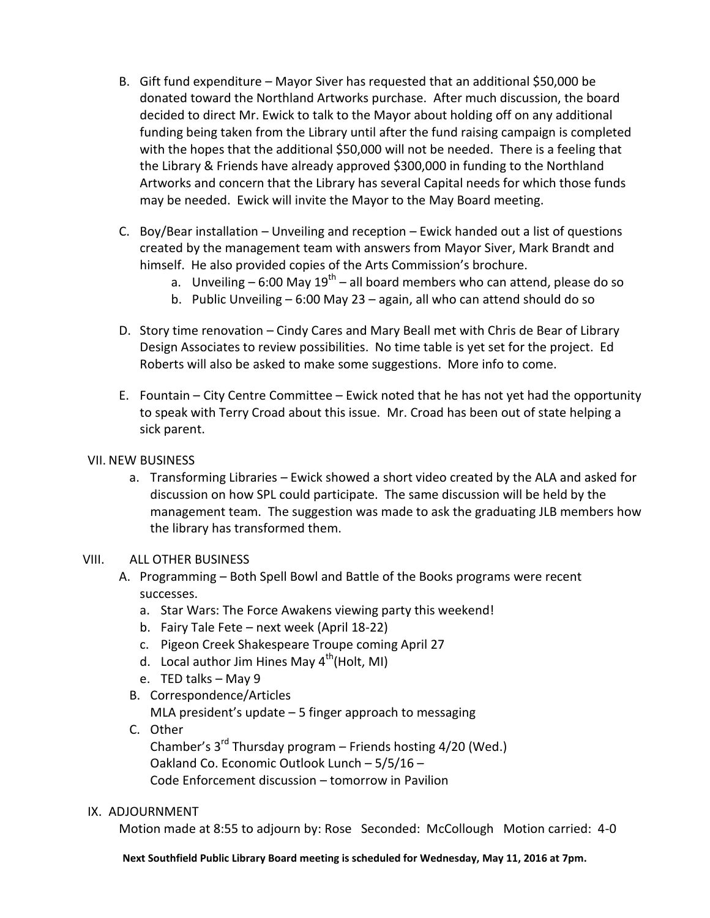B. Gift fund expenditure – Mayor Siver has requested that an additional $50,000 be donated toward the Northland Artworks purchase. After much discussion, the board decided to direct Mr. Ewick to talk to the Mayor about holding off on any additional funding being taken from the Library until after the fund raising campaign is completed with the hopes that the additional $50,000 will not be needed. There is a feeling that the Library & Friends have already approved $300,000 in funding to the Northland Artworks and concern that the Library has several Capital needs for which those funds may be needed. Ewick will invite the Mayor to the May Board meeting.

C. Boy/Bear installation – Unveiling and reception – Ewick handed out a list of questions created by the management team with answers from Mayor Siver, Mark Brandt and himself. He also provided copies of the Arts Commission's brochure.
   a. Unveiling – 6:00 May 19th – all board members who can attend, please do so
   b. Public Unveiling – 6:00 May 23 – again, all who can attend should do so

D. Story time renovation – Cindy Cares and Mary Beall met with Chris de Bear of Library Design Associates to review possibilities. No time table is yet set for the project. Ed Roberts will also be asked to make some suggestions. More info to come.

E. Fountain – City Centre Committee – Ewick noted that he has not yet had the opportunity to speak with Terry Croad about this issue. Mr. Croad has been out of state helping a sick parent.

VII. NEW BUSINESS

a. Transforming Libraries – Ewick showed a short video created by the ALA and asked for discussion on how SPL could participate. The same discussion will be held by the management team. The suggestion was made to ask the graduating JLB members how the library has transformed them.

VIII. ALL OTHER BUSINESS

A. Programming – Both Spell Bowl and Battle of the Books programs were recent successes.
   a. Star Wars: The Force Awakens viewing party this weekend!
   b. Fairy Tale Fete – next week (April 18-22)
   c. Pigeon Creek Shakespeare Troupe coming April 27
   d. Local author Jim Hines May 4th(Holt, MI)
   e. TED talks – May 9

B. Correspondence/Articles
   MLA president's update – 5 finger approach to messaging

C. Other
   Chamber's 3rd Thursday program – Friends hosting 4/20 (Wed.)
   Oakland Co. Economic Outlook Lunch – 5/5/16 –
   Code Enforcement discussion – tomorrow in Pavilion

IX. ADJOURNMENT

Motion made at 8:55 to adjourn by: Rose Seconded: McCollough Motion carried: 4-0

**Next Southfield Public Library Board meeting is scheduled for Wednesday, May 11, 2016 at 7pm.**